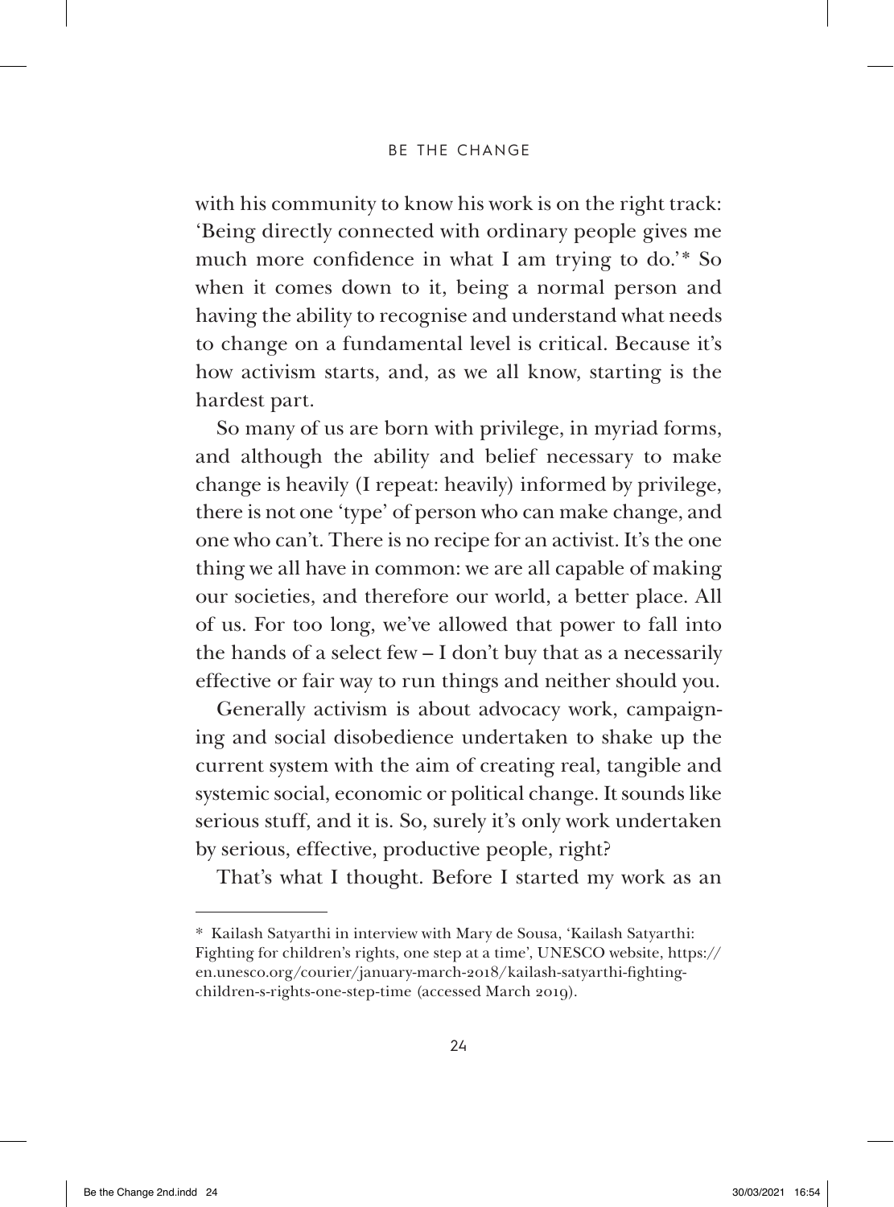with his community to know his work is on the right track: 'Being directly connected with ordinary people gives me much more confidence in what I am trying to do.'* So when it comes down to it, being a normal person and having the ability to recognise and understand what needs to change on a fundamental level is critical. Because it's how activism starts, and, as we all know, starting is the hardest part.

So many of us are born with privilege, in myriad forms, and although the ability and belief necessary to make change is heavily (I repeat: heavily) informed by privilege, there is not one 'type' of person who can make change, and one who can't. There is no recipe for an activist. It's the one thing we all have in common: we are all capable of making our societies, and therefore our world, a better place. All of us. For too long, we've allowed that power to fall into the hands of a select few – I don't buy that as a necessarily effective or fair way to run things and neither should you.

Generally activism is about advocacy work, campaigning and social disobedience undertaken to shake up the current system with the aim of creating real, tangible and systemic social, economic or political change. It sounds like serious stuff, and it is. So, surely it's only work undertaken by serious, effective, productive people, right?

That's what I thought. Before I started my work as an

---

* Kailash Satyarthi in interview with Mary de Sousa, 'Kailash Satyarthi: Fighting for children's rights, one step at a time', UNESCO website, https://en.unesco.org/courier/january-march-2018/kailash-satyarthi-fighting-children-s-rights-one-step-time (accessed March 2019).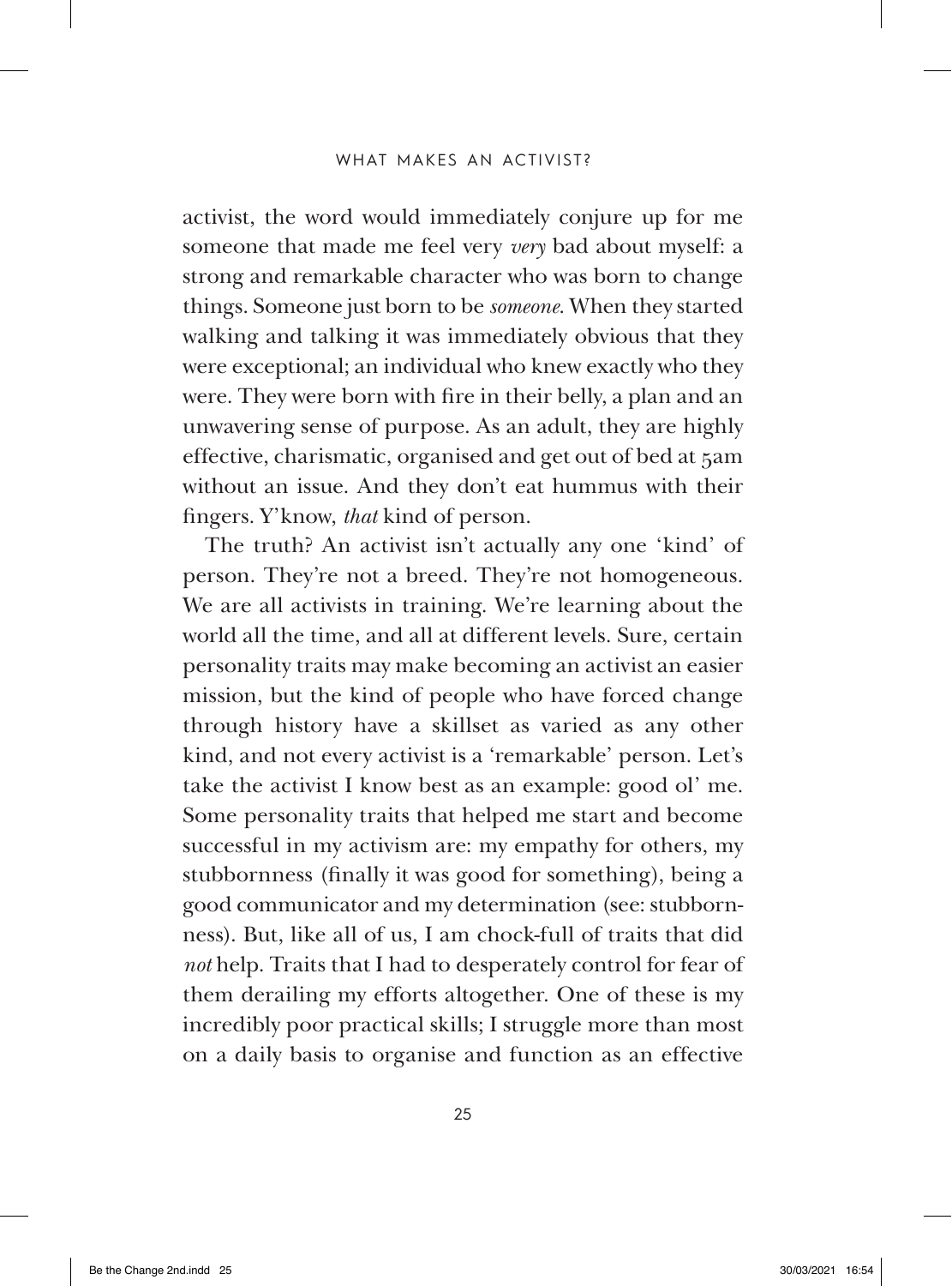activist, the word would immediately conjure up for me someone that made me feel very *very* bad about myself: a strong and remarkable character who was born to change things. Someone just born to be *someone*. When they started walking and talking it was immediately obvious that they were exceptional; an individual who knew exactly who they were. They were born with fire in their belly, a plan and an unwavering sense of purpose. As an adult, they are highly effective, charismatic, organised and get out of bed at 5am without an issue. And they don't eat hummus with their fingers. Y'know, *that* kind of person.

The truth? An activist isn't actually any one 'kind' of person. They're not a breed. They're not homogeneous. We are all activists in training. We're learning about the world all the time, and all at different levels. Sure, certain personality traits may make becoming an activist an easier mission, but the kind of people who have forced change through history have a skillset as varied as any other kind, and not every activist is a 'remarkable' person. Let's take the activist I know best as an example: good ol' me. Some personality traits that helped me start and become successful in my activism are: my empathy for others, my stubbornness (finally it was good for something), being a good communicator and my determination (see: stubbornness). But, like all of us, I am chock-full of traits that did *not* help. Traits that I had to desperately control for fear of them derailing my efforts altogether. One of these is my incredibly poor practical skills; I struggle more than most on a daily basis to organise and function as an effective